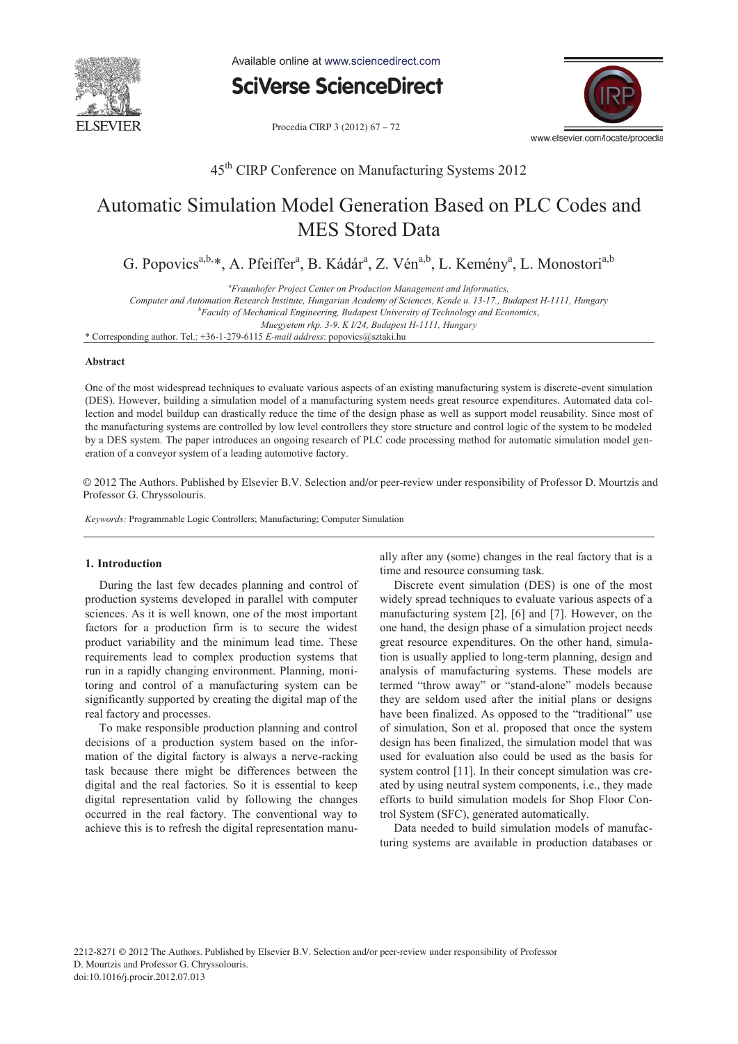45th CIRP Conference on Manufacturing Systems 2012

# Automatic Simulation Model Generation Based on PLC Codes and MES Stored Data

G. Popovics[a,b,]*, A. Pfeiffer[a], B. Kádár[a], Z. Vén[a,b], L. Kemény[a], L. Monostori[a,b]

[a]*Fraunhofer Project Center on Production Management and Informatics, Computer and Automation Research Institute, Hungarian Academy of Sciences, Kende u. 13-17., Budapest H-1111, Hungary*

[b]*Faculty of Mechanical Engineering, Budapest University of Technology and Economics, Muegyetem rkp. 3-9. K I/24, Budapest H-1111, Hungary*

\* Corresponding author. Tel.: +36-1-279-6115 *E-mail address*: popovics@sztaki.hu

**Abstract**

One of the most widespread techniques to evaluate various aspects of an existing manufacturing system is discrete-event simulation (DES). However, building a simulation model of a manufacturing system needs great resource expenditures. Automated data collection and model buildup can drastically reduce the time of the design phase as well as support model reusability. Since most of the manufacturing systems are controlled by low level controllers they store structure and control logic of the system to be modeled by a DES system. The paper introduces an ongoing research of PLC code processing method for automatic simulation model generation of a conveyor system of a leading automotive factory.

© 2012 The Authors. Published by Elsevier B.V. Selection and/or peer-review under responsibility of Professor D. Mourtzis and Professor G. Chryssolouris.

*Keywords:* Programmable Logic Controllers; Manufacturing; Computer Simulation

## 1. Introduction

During the last few decades planning and control of production systems developed in parallel with computer sciences. As it is well known, one of the most important factors for a production firm is to secure the widest product variability and the minimum lead time. These requirements lead to complex production systems that run in a rapidly changing environment. Planning, monitoring and control of a manufacturing system can be significantly supported by creating the digital map of the real factory and processes.

To make responsible production planning and control decisions of a production system based on the information of the digital factory is always a nerve-racking task because there might be differences between the digital and the real factories. So it is essential to keep digital representation valid by following the changes occurred in the real factory. The conventional way to achieve this is to refresh the digital representation manually after any (some) changes in the real factory that is a time and resource consuming task.

Discrete event simulation (DES) is one of the most widely spread techniques to evaluate various aspects of a manufacturing system [2], [6] and [7]. However, on the one hand, the design phase of a simulation project needs great resource expenditures. On the other hand, simulation is usually applied to long-term planning, design and analysis of manufacturing systems. These models are termed "throw away" or "stand-alone" models because they are seldom used after the initial plans or designs have been finalized. As opposed to the "traditional" use of simulation, Son et al. proposed that once the system design has been finalized, the simulation model that was used for evaluation also could be used as the basis for system control [11]. In their concept simulation was created by using neutral system components, i.e., they made efforts to build simulation models for Shop Floor Control System (SFC), generated automatically.

Data needed to build simulation models of manufacturing systems are available in production databases or

2212-8271 © 2012 The Authors. Published by Elsevier B.V. Selection and/or peer-review under responsibility of Professor D. Mourtzis and Professor G. Chryssolouris.
doi:10.1016/j.procir.2012.07.013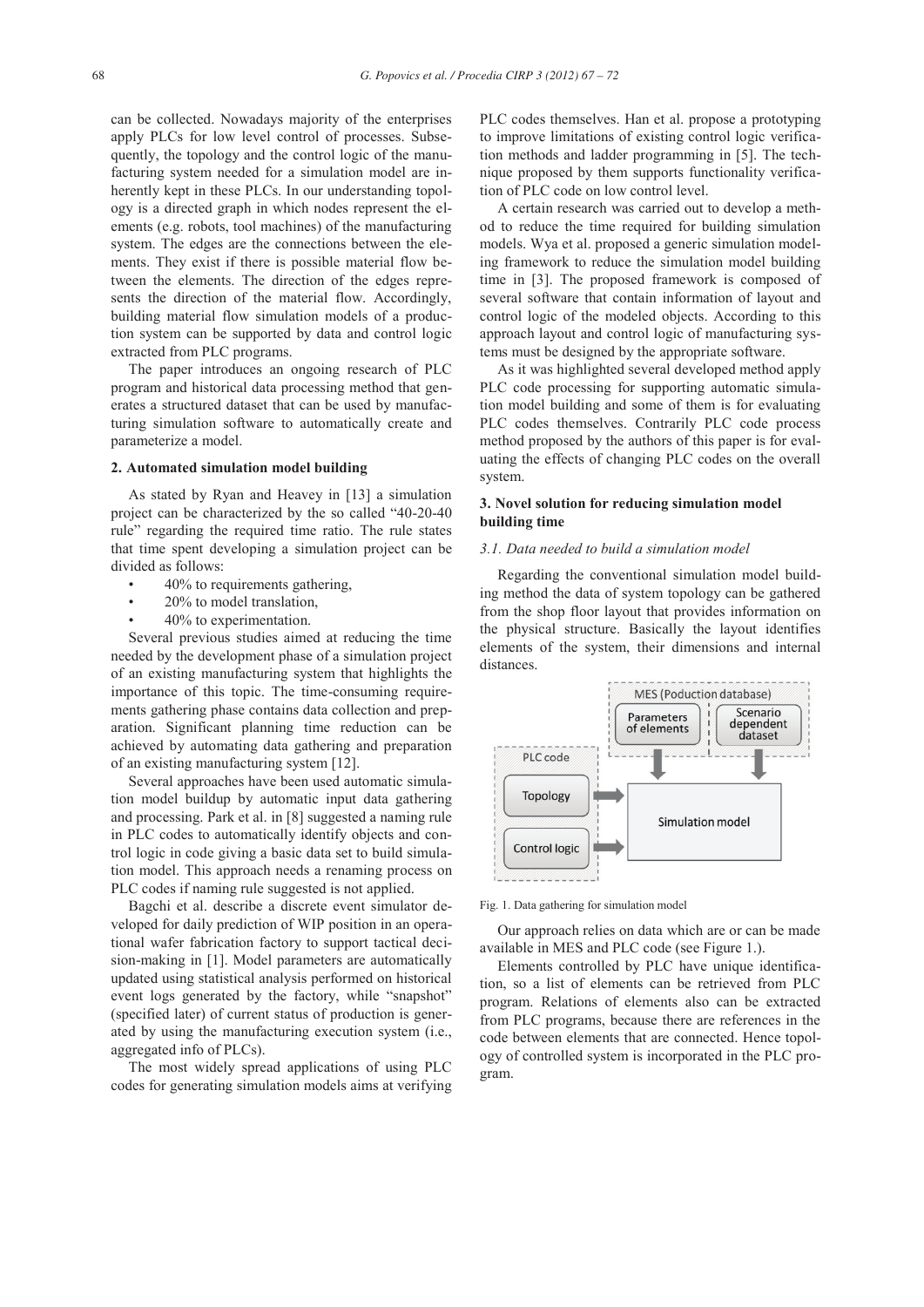can be collected. Nowadays majority of the enterprises apply PLCs for low level control of processes. Subsequently, the topology and the control logic of the manufacturing system needed for a simulation model are inherently kept in these PLCs. In our understanding topology is a directed graph in which nodes represent the elements (e.g. robots, tool machines) of the manufacturing system. The edges are the connections between the elements. They exist if there is possible material flow between the elements. The direction of the edges represents the direction of the material flow. Accordingly, building material flow simulation models of a production system can be supported by data and control logic extracted from PLC programs.

The paper introduces an ongoing research of PLC program and historical data processing method that generates a structured dataset that can be used by manufacturing simulation software to automatically create and parameterize a model.

## 2. Automated simulation model building

As stated by Ryan and Heavey in [13] a simulation project can be characterized by the so called "40-20-40 rule" regarding the required time ratio. The rule states that time spent developing a simulation project can be divided as follows:

- 40% to requirements gathering,
- 20% to model translation,
- 40% to experimentation.

Several previous studies aimed at reducing the time needed by the development phase of a simulation project of an existing manufacturing system that highlights the importance of this topic. The time-consuming requirements gathering phase contains data collection and preparation. Significant planning time reduction can be achieved by automating data gathering and preparation of an existing manufacturing system [12].

Several approaches have been used automatic simulation model buildup by automatic input data gathering and processing. Park et al. in [8] suggested a naming rule in PLC codes to automatically identify objects and control logic in code giving a basic data set to build simulation model. This approach needs a renaming process on PLC codes if naming rule suggested is not applied.

Bagchi et al. describe a discrete event simulator developed for daily prediction of WIP position in an operational wafer fabrication factory to support tactical decision-making in [1]. Model parameters are automatically updated using statistical analysis performed on historical event logs generated by the factory, while "snapshot" (specified later) of current status of production is generated by using the manufacturing execution system (i.e., aggregated info of PLCs).

The most widely spread applications of using PLC codes for generating simulation models aims at verifying PLC codes themselves. Han et al. propose a prototyping to improve limitations of existing control logic verification methods and ladder programming in [5]. The technique proposed by them supports functionality verification of PLC code on low control level.

A certain research was carried out to develop a method to reduce the time required for building simulation models. Wya et al. proposed a generic simulation modeling framework to reduce the simulation model building time in [3]. The proposed framework is composed of several software that contain information of layout and control logic of the modeled objects. According to this approach layout and control logic of manufacturing systems must be designed by the appropriate software.

As it was highlighted several developed method apply PLC code processing for supporting automatic simulation model building and some of them is for evaluating PLC codes themselves. Contrarily PLC code process method proposed by the authors of this paper is for evaluating the effects of changing PLC codes on the overall system.

## 3. Novel solution for reducing simulation model building time

### *3.1. Data needed to build a simulation model*

Regarding the conventional simulation model building method the data of system topology can be gathered from the shop floor layout that provides information on the physical structure. Basically the layout identifies elements of the system, their dimensions and internal distances.

MES (Poduction database)
Parameters of elements
Scenario dependent dataset
PLC code
Topology
Control logic
Simulation model

Fig. 1. Data gathering for simulation model

Our approach relies on data which are or can be made available in MES and PLC code (see Figure 1.).

Elements controlled by PLC have unique identification, so a list of elements can be retrieved from PLC program. Relations of elements also can be extracted from PLC programs, because there are references in the code between elements that are connected. Hence topology of controlled system is incorporated in the PLC program.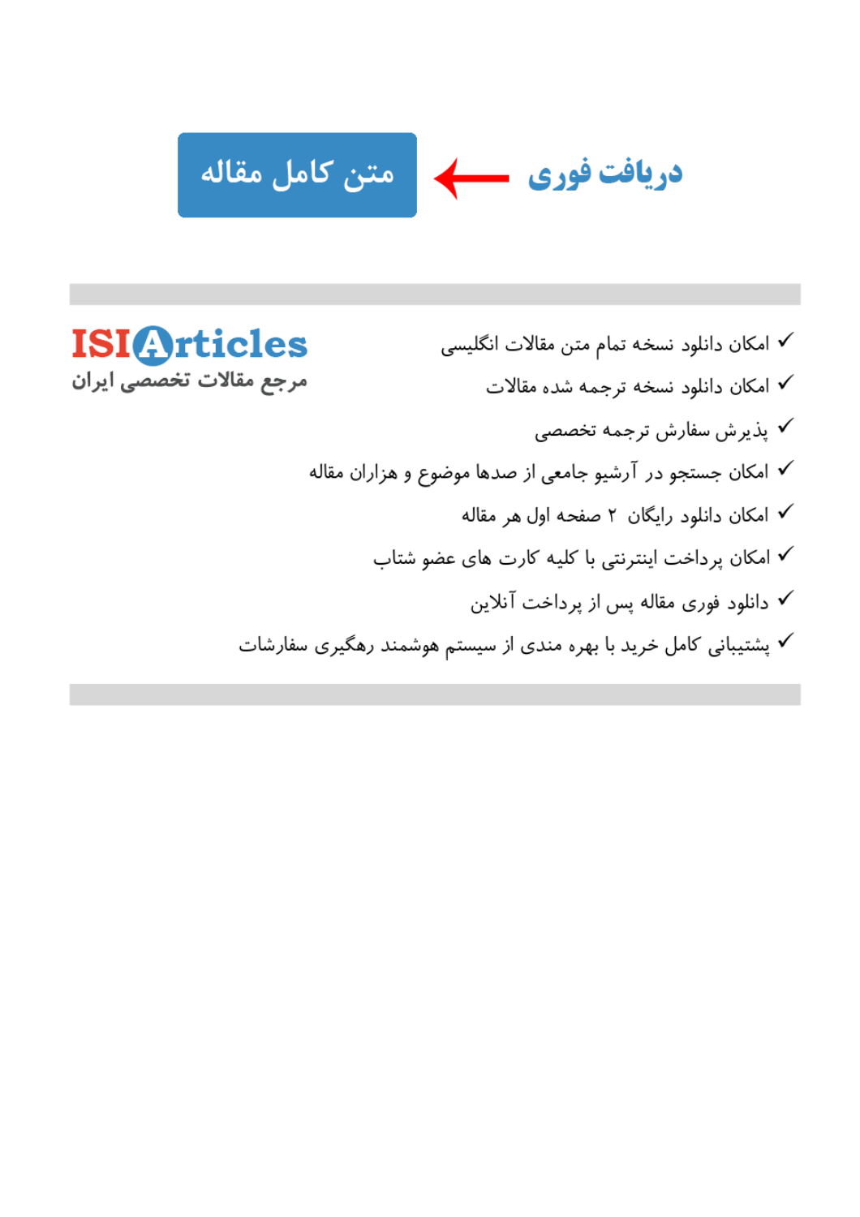دریافت فوری ← متن کامل مقاله

**ISIArticles**
مرجع مقالات تخصصی ایران

- ✓ امکان دانلود نسخه تمام متن مقالات انگلیسی
- ✓ امکان دانلود نسخه ترجمه شده مقالات
- ✓ پذیرش سفارش ترجمه تخصصی
- ✓ امکان جستجو در آرشیو جامعی از صدها موضوع و هزاران مقاله
- ✓ امکان دانلود رایگان ۲ صفحه اول هر مقاله
- ✓ امکان پرداخت اینترنتی با کلیه کارت های عضو شتاب
- ✓ دانلود فوری مقاله پس از پرداخت آنلاین
- ✓ پشتیبانی کامل خرید با بهره مندی از سیستم هوشمند رهگیری سفارشات